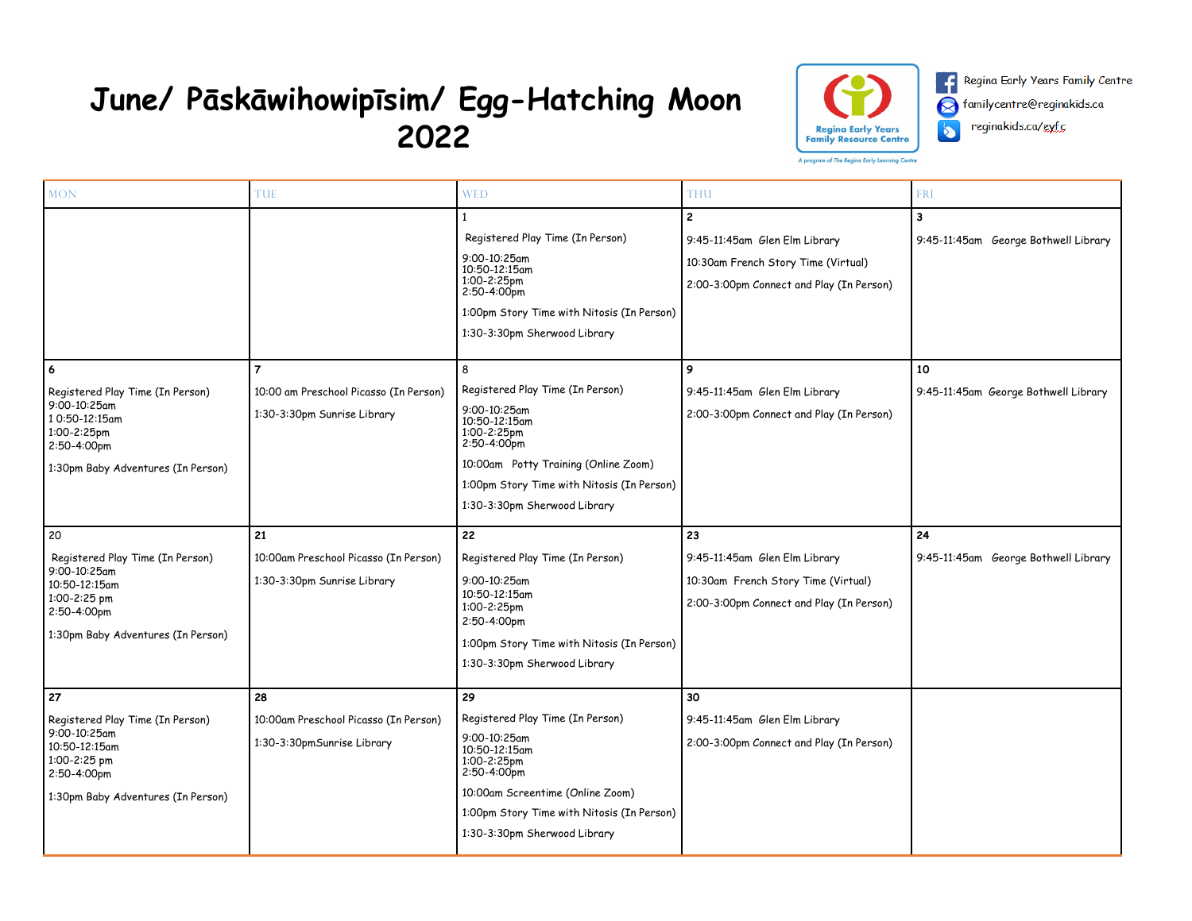# June/ Pāskāwihowipīsim/ Egg-Hatching Moon 2022

Regina Early Years Family Resource Centre
A program of The Regina Early Learning Centre

Regina Early Years Family Centre
familycentre@reginakids.ca
reginakids.ca/eyfc

| MON | TUE | WED | THU | FRI |
|---|---|---|---|---|
| | | **1**<br>Registered Play Time (In Person)<br>9:00-10:25am<br>10:50-12:15am<br>1:00-2:25pm<br>2:50-4:00pm<br>1:00pm Story Time with Nitosis (In Person)<br>1:30-3:30pm Sherwood Library | **2**<br>9:45-11:45am Glen Elm Library<br>10:30am French Story Time (Virtual)<br>2:00-3:00pm Connect and Play (In Person) | **3**<br>9:45-11:45am George Bothwell Library |
| **6**<br>Registered Play Time (In Person)<br>9:00-10:25am<br>1 0:50-12:15am<br>1:00-2:25pm<br>2:50-4:00pm<br>1:30pm Baby Adventures (In Person) | **7**<br>10:00 am Preschool Picasso (In Person)<br>1:30-3:30pm Sunrise Library | **8**<br>Registered Play Time (In Person)<br>9:00-10:25am<br>10:50-12:15am<br>1:00-2:25pm<br>2:50-4:00pm<br>10:00am Potty Training (Online Zoom)<br>1:00pm Story Time with Nitosis (In Person)<br>1:30-3:30pm Sherwood Library | **9**<br>9:45-11:45am Glen Elm Library<br>2:00-3:00pm Connect and Play (In Person) | **10**<br>9:45-11:45am George Bothwell Library |
| **20**<br>Registered Play Time (In Person)<br>9:00-10:25am<br>10:50-12:15am<br>1:00-2:25 pm<br>2:50-4:00pm<br>1:30pm Baby Adventures (In Person) | **21**<br>10:00am Preschool Picasso (In Person)<br>1:30-3:30pm Sunrise Library | **22**<br>Registered Play Time (In Person)<br>9:00-10:25am<br>10:50-12:15am<br>1:00-2:25pm<br>2:50-4:00pm<br>1:00pm Story Time with Nitosis (In Person)<br>1:30-3:30pm Sherwood Library | **23**<br>9:45-11:45am Glen Elm Library<br>10:30am French Story Time (Virtual)<br>2:00-3:00pm Connect and Play (In Person) | **24**<br>9:45-11:45am George Bothwell Library |
| **27**<br>Registered Play Time (In Person)<br>9:00-10:25am<br>10:50-12:15am<br>1:00-2:25 pm<br>2:50-4:00pm<br>1:30pm Baby Adventures (In Person) | **28**<br>10:00am Preschool Picasso (In Person)<br>1:30-3:30pmSunrise Library | **29**<br>Registered Play Time (In Person)<br>9:00-10:25am<br>10:50-12:15am<br>1:00-2:25pm<br>2:50-4:00pm<br>10:00am Screentime (Online Zoom)<br>1:00pm Story Time with Nitosis (In Person)<br>1:30-3:30pm Sherwood Library | **30**<br>9:45-11:45am Glen Elm Library<br>2:00-3:00pm Connect and Play (In Person) | |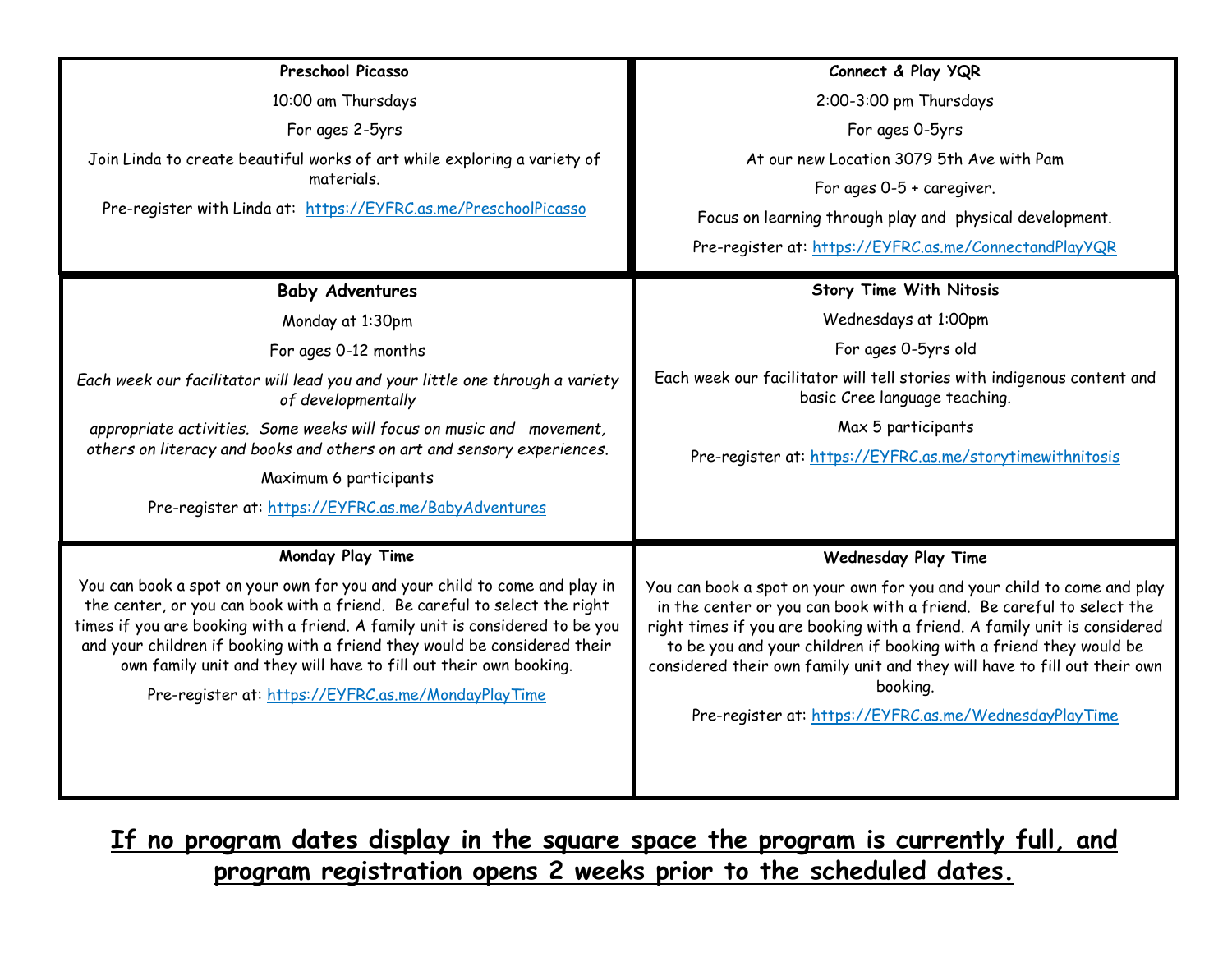### Preschool Picasso

10:00 am Thursdays

For ages 2-5yrs

Join Linda to create beautiful works of art while exploring a variety of materials.

Pre-register with Linda at: https://EYFRC.as.me/PreschoolPicasso

### Connect & Play YQR

2:00-3:00 pm Thursdays

For ages 0-5yrs

At our new Location 3079 5th Ave with Pam

For ages 0-5 + caregiver.

Focus on learning through play and physical development.

Pre-register at: https://EYFRC.as.me/ConnectandPlayYQR

### Baby Adventures

Monday at 1:30pm

For ages 0-12 months

*Each week our facilitator will lead you and your little one through a variety of developmentally*

*appropriate activities. Some weeks will focus on music and movement, others on literacy and books and others on art and sensory experiences.*

Maximum 6 participants

Pre-register at: https://EYFRC.as.me/BabyAdventures

### Story Time With Nitosis

Wednesdays at 1:00pm

For ages 0-5yrs old

Each week our facilitator will tell stories with indigenous content and basic Cree language teaching.

Max 5 participants

Pre-register at: https://EYFRC.as.me/storytimewithnitosis

### Monday Play Time

You can book a spot on your own for you and your child to come and play in the center, or you can book with a friend. Be careful to select the right times if you are booking with a friend. A family unit is considered to be you and your children if booking with a friend they would be considered their own family unit and they will have to fill out their own booking.

Pre-register at: https://EYFRC.as.me/MondayPlayTime

### Wednesday Play Time

You can book a spot on your own for you and your child to come and play in the center or you can book with a friend. Be careful to select the right times if you are booking with a friend. A family unit is considered to be you and your children if booking with a friend they would be considered their own family unit and they will have to fill out their own booking.

Pre-register at: https://EYFRC.as.me/WednesdayPlayTime

**If no program dates display in the square space the program is currently full, and program registration opens 2 weeks prior to the scheduled dates.**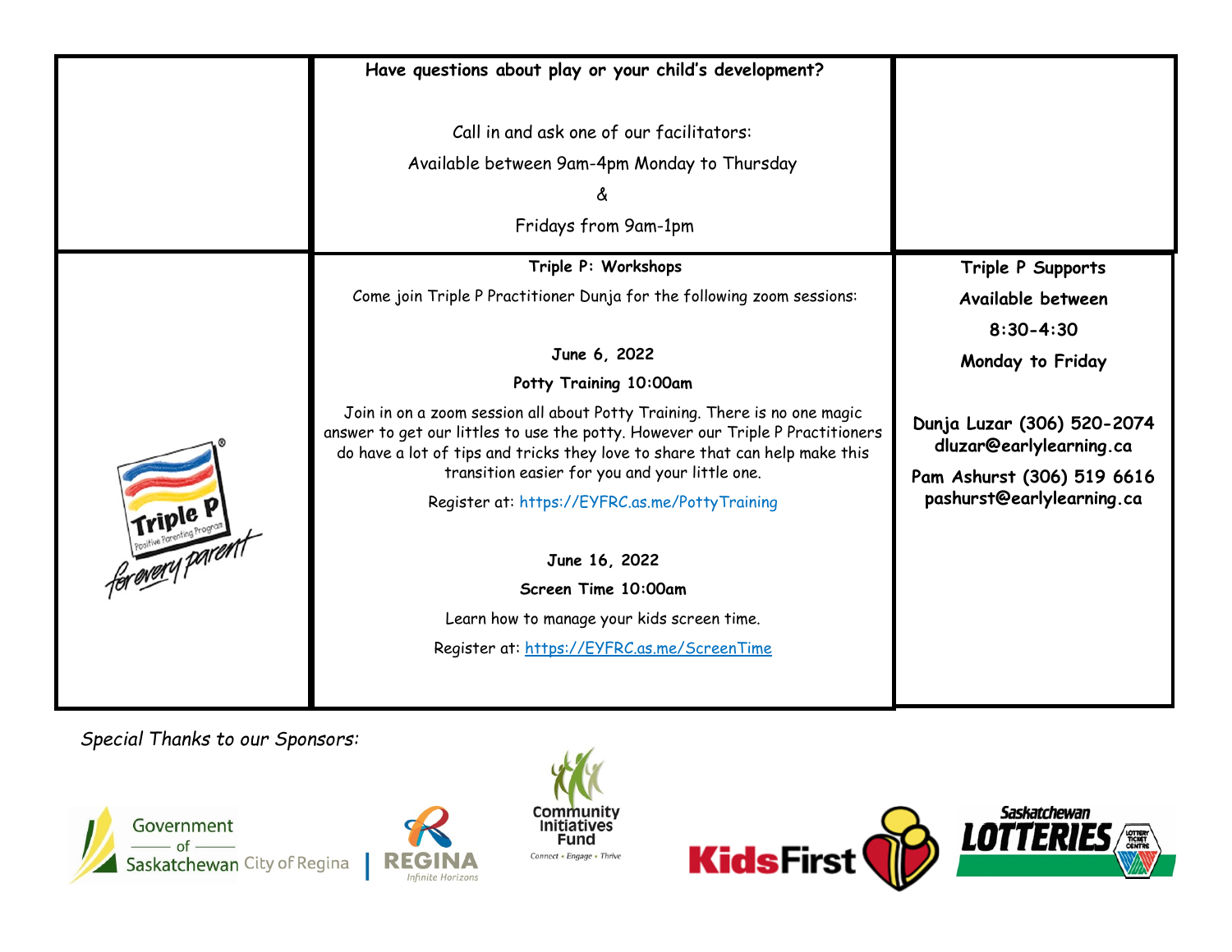**Have questions about play or your child's development?**

Call in and ask one of our facilitators:

Available between 9am-4pm Monday to Thursday

&

Fridays from 9am-1pm

**Triple P: Workshops**

Come join Triple P Practitioner Dunja for the following zoom sessions:

**June 6, 2022**

**Potty Training 10:00am**

Join in on a zoom session all about Potty Training. There is no one magic answer to get our littles to use the potty. However our Triple P Practitioners do have a lot of tips and tricks they love to share that can help make this transition easier for you and your little one.

Register at: https://EYFRC.as.me/PottyTraining

**June 16, 2022**

**Screen Time 10:00am**

Learn how to manage your kids screen time.

Register at: https://EYFRC.as.me/ScreenTime

**Triple P Supports**

**Available between**

**8:30-4:30**

**Monday to Friday**

**Dunja Luzar (306) 520-2074**
**dluzar@earlylearning.ca**

**Pam Ashurst (306) 519 6616**
**pashurst@earlylearning.ca**

*Special Thanks to our Sponsors:*

Government of Saskatchewan | City of Regina | Regina Infinite Horizons | Community Initiatives Fund | KidsFirst | Saskatchewan Lotteries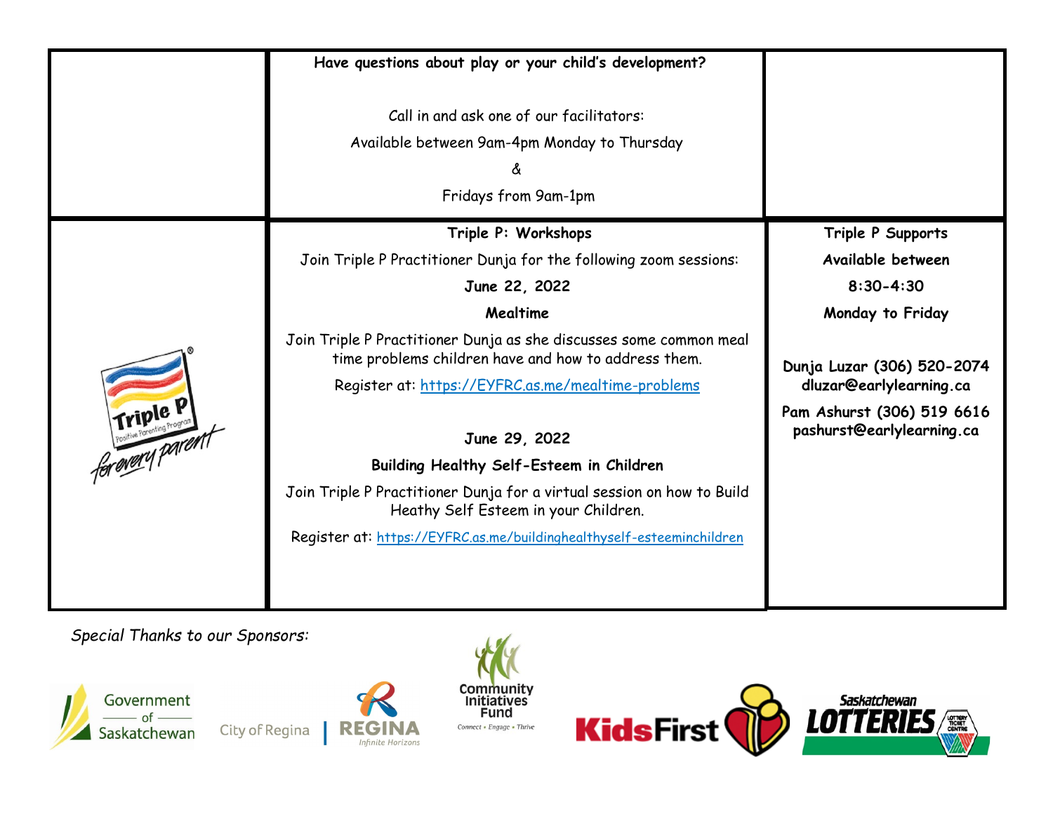**Have questions about play or your child's development?**

Call in and ask one of our facilitators:

Available between 9am-4pm Monday to Thursday

&

Fridays from 9am-1pm

**Triple P: Workshops**

Join Triple P Practitioner Dunja for the following zoom sessions:

**June 22, 2022**

**Mealtime**

Join Triple P Practitioner Dunja as she discusses some common meal time problems children have and how to address them.

Register at: https://EYFRC.as.me/mealtime-problems

**June 29, 2022**

**Building Healthy Self-Esteem in Children**

Join Triple P Practitioner Dunja for a virtual session on how to Build Heathy Self Esteem in your Children.

Register at: https://EYFRC.as.me/buildinghealthyself-esteeminchildren

**Triple P Supports**

**Available between**

**8:30-4:30**

**Monday to Friday**

**Dunja Luzar (306) 520-2074**
**dluzar@earlylearning.ca**

**Pam Ashurst (306) 519 6616**
**pashurst@earlylearning.ca**

*Special Thanks to our Sponsors:*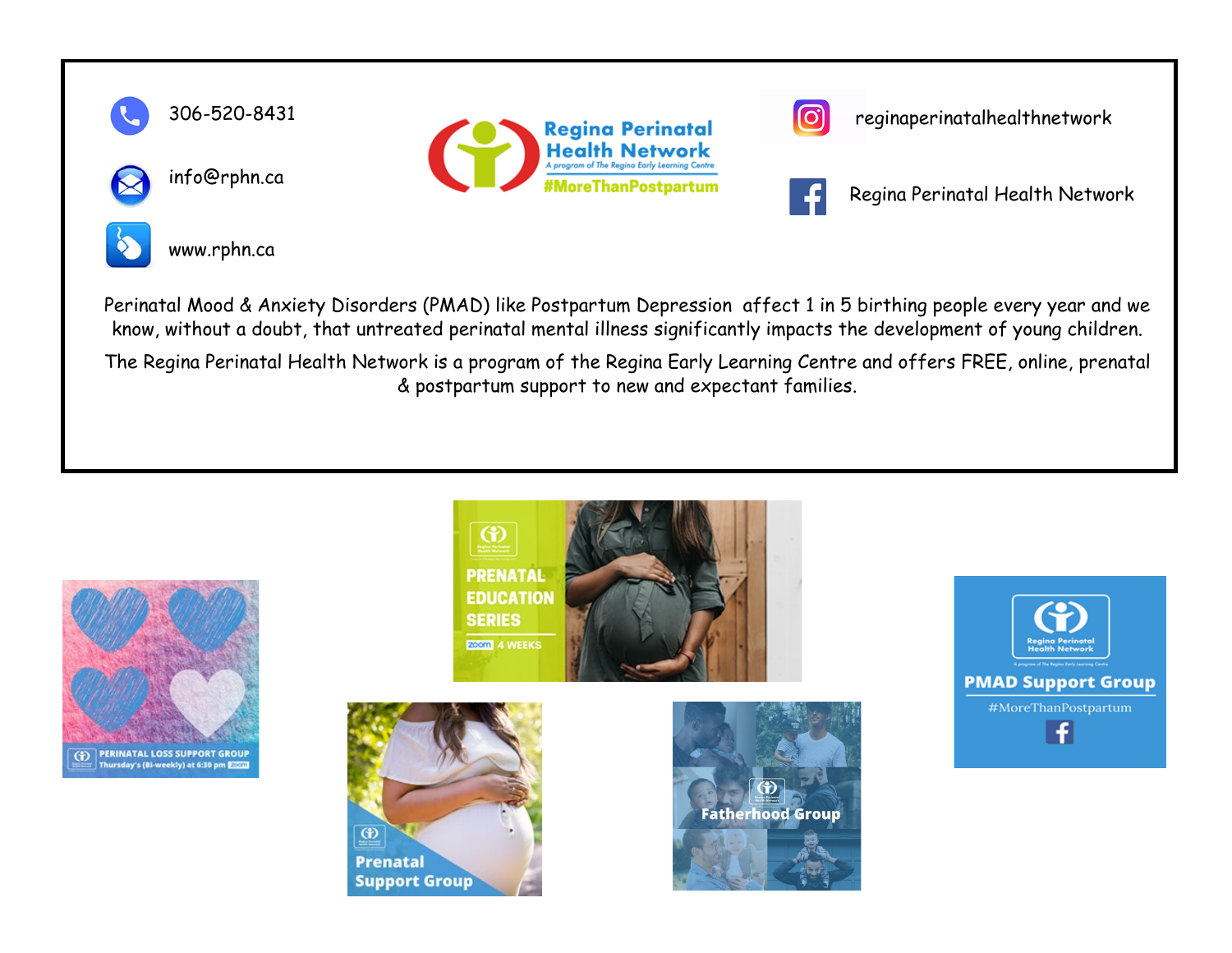306-520-8431

info@rphn.ca

www.rphn.ca

**Regina Perinatal Health Network**
A program of The Regina Early Learning Centre
#MoreThanPostpartum

reginaperinatalhealthnetwork

Regina Perinatal Health Network

Perinatal Mood & Anxiety Disorders (PMAD) like Postpartum Depression affect 1 in 5 birthing people every year and we know, without a doubt, that untreated perinatal mental illness significantly impacts the development of young children.

The Regina Perinatal Health Network is a program of the Regina Early Learning Centre and offers FREE, online, prenatal & postpartum support to new and expectant families.

PERINATAL LOSS SUPPORT GROUP
Thursday's (Bi-weekly) at 6:30 pm zoom

PRENATAL EDUCATION SERIES
zoom 4 WEEKS

Prenatal Support Group

Fatherhood Group

PMAD Support Group
#MoreThanPostpartum